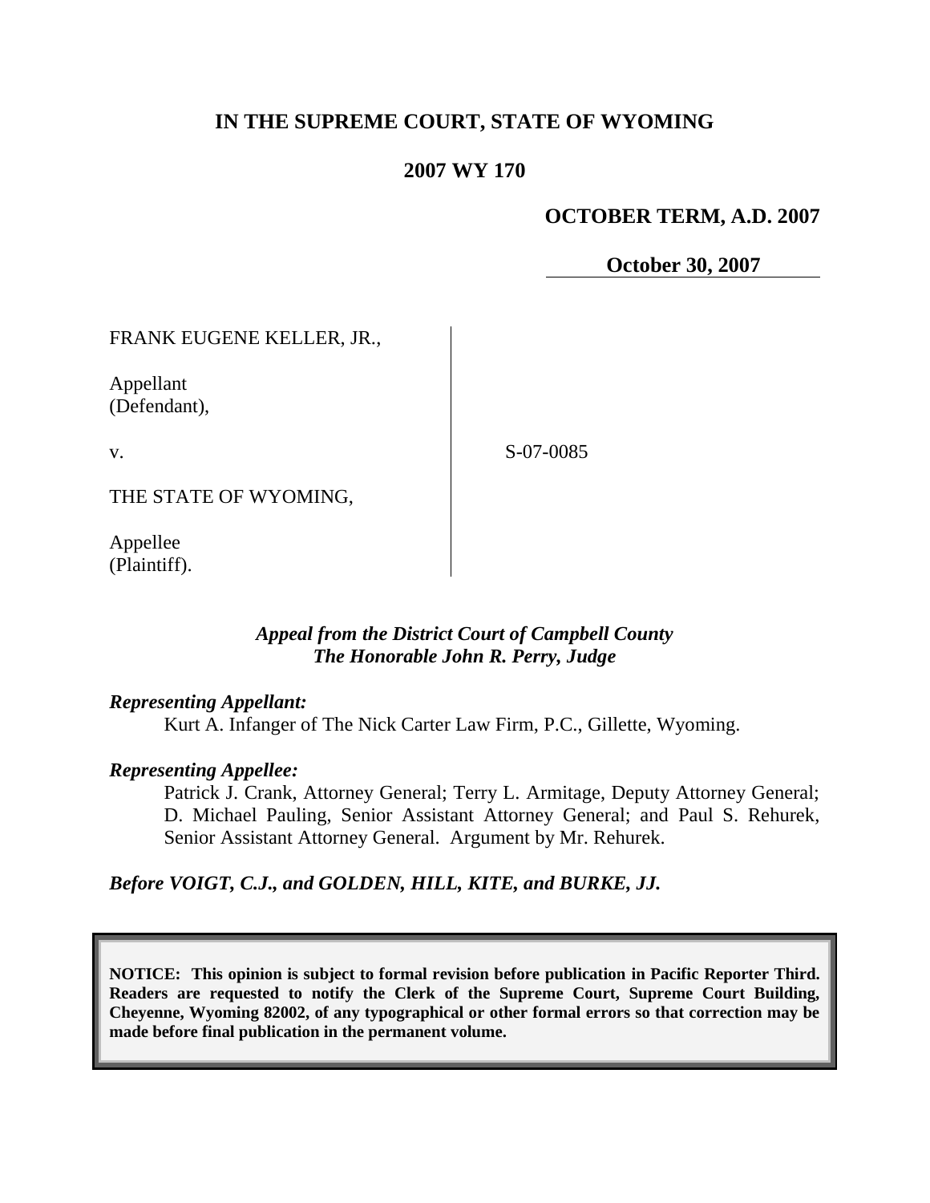# IN THE SUPREME COURT, STATE OF WYOMING

## 2007 WY 170

**OCTOBER TERM, A.D. 2007**

**October 30, 2007**

| | |
|---|---|
| FRANK EUGENE KELLER, JR.,<br><br>Appellant<br>(Defendant),<br><br>v.<br><br>THE STATE OF WYOMING,<br><br>Appellee<br>(Plaintiff). | S-07-0085 |

***Appeal from the District Court of Campbell County***
***The Honorable John R. Perry, Judge***

***Representing Appellant:***

Kurt A. Infanger of The Nick Carter Law Firm, P.C., Gillette, Wyoming.

***Representing Appellee:***

Patrick J. Crank, Attorney General; Terry L. Armitage, Deputy Attorney General; D. Michael Pauling, Senior Assistant Attorney General; and Paul S. Rehurek, Senior Assistant Attorney General. Argument by Mr. Rehurek.

***Before VOIGT, C.J., and GOLDEN, HILL, KITE, and BURKE, JJ.***

**NOTICE: This opinion is subject to formal revision before publication in Pacific Reporter Third. Readers are requested to notify the Clerk of the Supreme Court, Supreme Court Building, Cheyenne, Wyoming 82002, of any typographical or other formal errors so that correction may be made before final publication in the permanent volume.**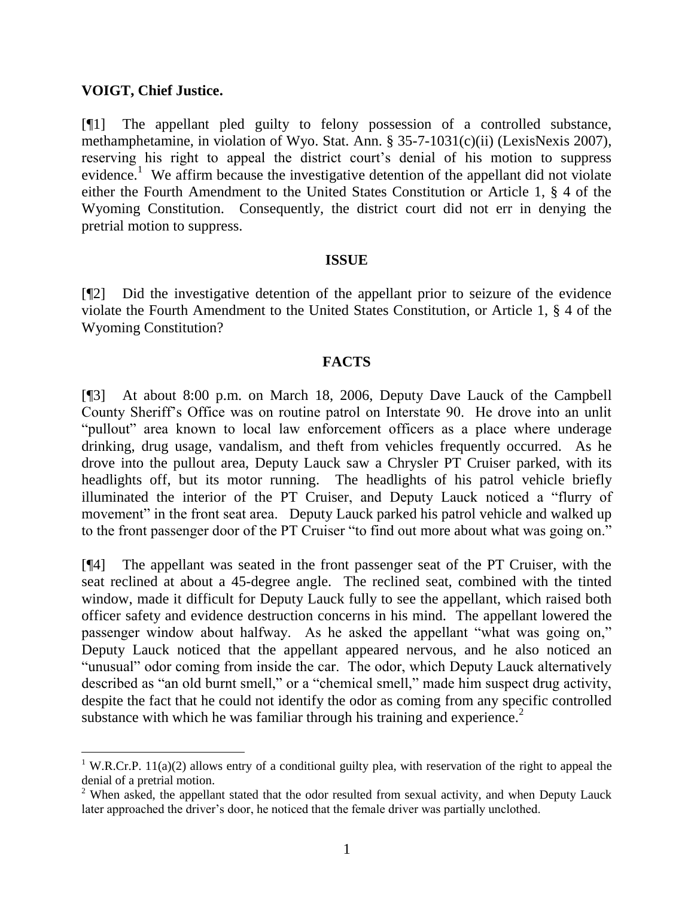**VOIGT, Chief Justice.**

[¶1] The appellant pled guilty to felony possession of a controlled substance, methamphetamine, in violation of Wyo. Stat. Ann. § 35-7-1031(c)(ii) (LexisNexis 2007), reserving his right to appeal the district court's denial of his motion to suppress evidence.[1] We affirm because the investigative detention of the appellant did not violate either the Fourth Amendment to the United States Constitution or Article 1, § 4 of the Wyoming Constitution. Consequently, the district court did not err in denying the pretrial motion to suppress.

## ISSUE

[¶2] Did the investigative detention of the appellant prior to seizure of the evidence violate the Fourth Amendment to the United States Constitution, or Article 1, § 4 of the Wyoming Constitution?

## FACTS

[¶3] At about 8:00 p.m. on March 18, 2006, Deputy Dave Lauck of the Campbell County Sheriff's Office was on routine patrol on Interstate 90. He drove into an unlit "pullout" area known to local law enforcement officers as a place where underage drinking, drug usage, vandalism, and theft from vehicles frequently occurred. As he drove into the pullout area, Deputy Lauck saw a Chrysler PT Cruiser parked, with its headlights off, but its motor running. The headlights of his patrol vehicle briefly illuminated the interior of the PT Cruiser, and Deputy Lauck noticed a "flurry of movement" in the front seat area. Deputy Lauck parked his patrol vehicle and walked up to the front passenger door of the PT Cruiser "to find out more about what was going on."

[¶4] The appellant was seated in the front passenger seat of the PT Cruiser, with the seat reclined at about a 45-degree angle. The reclined seat, combined with the tinted window, made it difficult for Deputy Lauck fully to see the appellant, which raised both officer safety and evidence destruction concerns in his mind. The appellant lowered the passenger window about halfway. As he asked the appellant "what was going on," Deputy Lauck noticed that the appellant appeared nervous, and he also noticed an "unusual" odor coming from inside the car. The odor, which Deputy Lauck alternatively described as "an old burnt smell," or a "chemical smell," made him suspect drug activity, despite the fact that he could not identify the odor as coming from any specific controlled substance with which he was familiar through his training and experience.[2]

---

[1] W.R.Cr.P. 11(a)(2) allows entry of a conditional guilty plea, with reservation of the right to appeal the denial of a pretrial motion.

[2] When asked, the appellant stated that the odor resulted from sexual activity, and when Deputy Lauck later approached the driver's door, he noticed that the female driver was partially unclothed.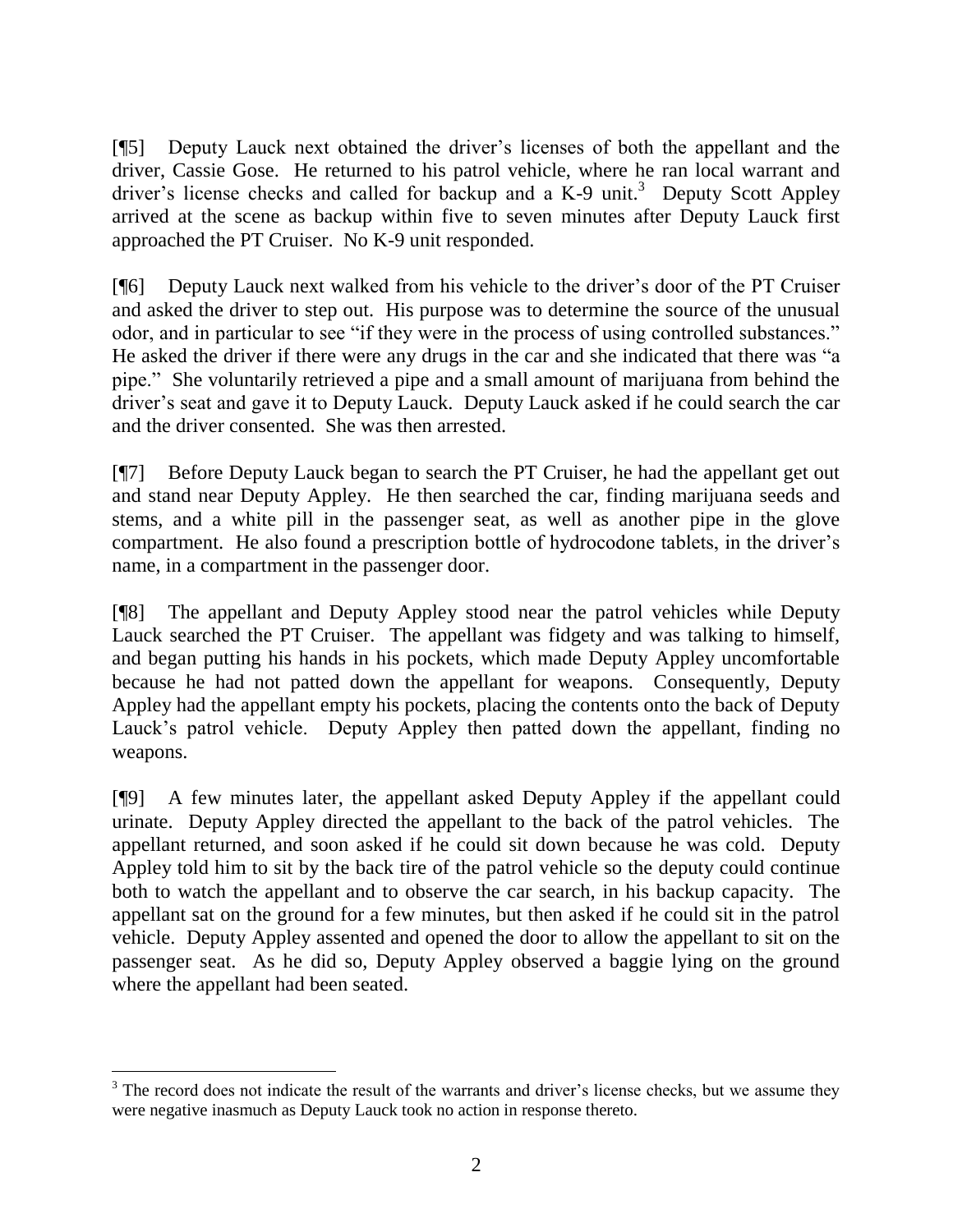[¶5] Deputy Lauck next obtained the driver's licenses of both the appellant and the driver, Cassie Gose. He returned to his patrol vehicle, where he ran local warrant and driver's license checks and called for backup and a K-9 unit.[3] Deputy Scott Appley arrived at the scene as backup within five to seven minutes after Deputy Lauck first approached the PT Cruiser. No K-9 unit responded.

[¶6] Deputy Lauck next walked from his vehicle to the driver's door of the PT Cruiser and asked the driver to step out. His purpose was to determine the source of the unusual odor, and in particular to see "if they were in the process of using controlled substances." He asked the driver if there were any drugs in the car and she indicated that there was "a pipe." She voluntarily retrieved a pipe and a small amount of marijuana from behind the driver's seat and gave it to Deputy Lauck. Deputy Lauck asked if he could search the car and the driver consented. She was then arrested.

[¶7] Before Deputy Lauck began to search the PT Cruiser, he had the appellant get out and stand near Deputy Appley. He then searched the car, finding marijuana seeds and stems, and a white pill in the passenger seat, as well as another pipe in the glove compartment. He also found a prescription bottle of hydrocodone tablets, in the driver's name, in a compartment in the passenger door.

[¶8] The appellant and Deputy Appley stood near the patrol vehicles while Deputy Lauck searched the PT Cruiser. The appellant was fidgety and was talking to himself, and began putting his hands in his pockets, which made Deputy Appley uncomfortable because he had not patted down the appellant for weapons. Consequently, Deputy Appley had the appellant empty his pockets, placing the contents onto the back of Deputy Lauck's patrol vehicle. Deputy Appley then patted down the appellant, finding no weapons.

[¶9] A few minutes later, the appellant asked Deputy Appley if the appellant could urinate. Deputy Appley directed the appellant to the back of the patrol vehicles. The appellant returned, and soon asked if he could sit down because he was cold. Deputy Appley told him to sit by the back tire of the patrol vehicle so the deputy could continue both to watch the appellant and to observe the car search, in his backup capacity. The appellant sat on the ground for a few minutes, but then asked if he could sit in the patrol vehicle. Deputy Appley assented and opened the door to allow the appellant to sit on the passenger seat. As he did so, Deputy Appley observed a baggie lying on the ground where the appellant had been seated.

---

[3] The record does not indicate the result of the warrants and driver's license checks, but we assume they were negative inasmuch as Deputy Lauck took no action in response thereto.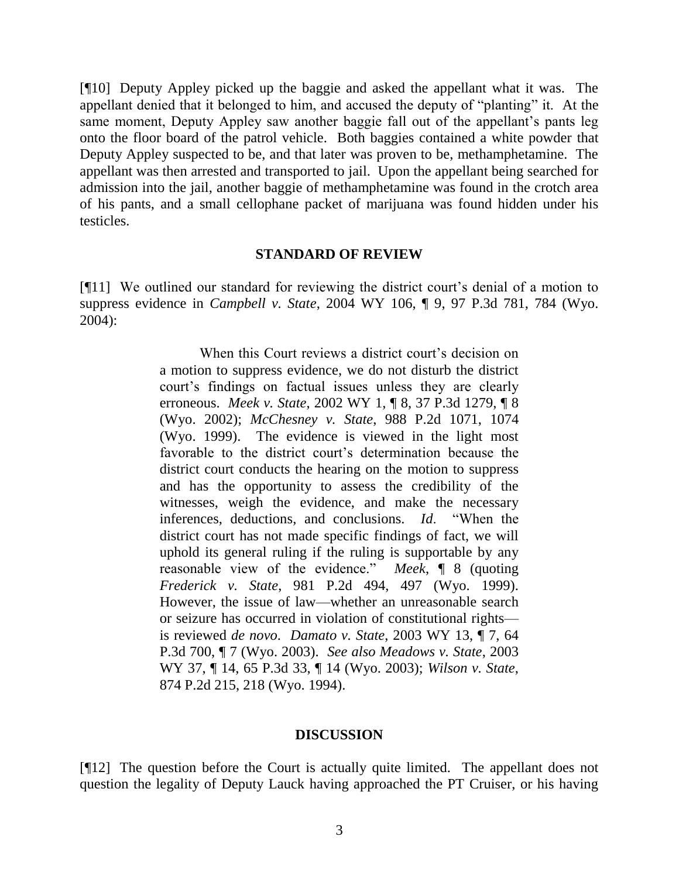[¶10] Deputy Appley picked up the baggie and asked the appellant what it was. The appellant denied that it belonged to him, and accused the deputy of "planting" it. At the same moment, Deputy Appley saw another baggie fall out of the appellant's pants leg onto the floor board of the patrol vehicle. Both baggies contained a white powder that Deputy Appley suspected to be, and that later was proven to be, methamphetamine. The appellant was then arrested and transported to jail. Upon the appellant being searched for admission into the jail, another baggie of methamphetamine was found in the crotch area of his pants, and a small cellophane packet of marijuana was found hidden under his testicles.

## STANDARD OF REVIEW

[¶11] We outlined our standard for reviewing the district court's denial of a motion to suppress evidence in *Campbell v. State*, 2004 WY 106, ¶ 9, 97 P.3d 781, 784 (Wyo. 2004):

> When this Court reviews a district court's decision on a motion to suppress evidence, we do not disturb the district court's findings on factual issues unless they are clearly erroneous. *Meek v. State*, 2002 WY 1, ¶ 8, 37 P.3d 1279, ¶ 8 (Wyo. 2002); *McChesney v. State*, 988 P.2d 1071, 1074 (Wyo. 1999). The evidence is viewed in the light most favorable to the district court's determination because the district court conducts the hearing on the motion to suppress and has the opportunity to assess the credibility of the witnesses, weigh the evidence, and make the necessary inferences, deductions, and conclusions. *Id*. "When the district court has not made specific findings of fact, we will uphold its general ruling if the ruling is supportable by any reasonable view of the evidence." *Meek*, ¶ 8 (quoting *Frederick v. State*, 981 P.2d 494, 497 (Wyo. 1999). However, the issue of law—whether an unreasonable search or seizure has occurred in violation of constitutional rights—is reviewed *de novo*. *Damato v. State*, 2003 WY 13, ¶ 7, 64 P.3d 700, ¶ 7 (Wyo. 2003). *See also Meadows v. State*, 2003 WY 37, ¶ 14, 65 P.3d 33, ¶ 14 (Wyo. 2003); *Wilson v. State*, 874 P.2d 215, 218 (Wyo. 1994).

## DISCUSSION

[¶12] The question before the Court is actually quite limited. The appellant does not question the legality of Deputy Lauck having approached the PT Cruiser, or his having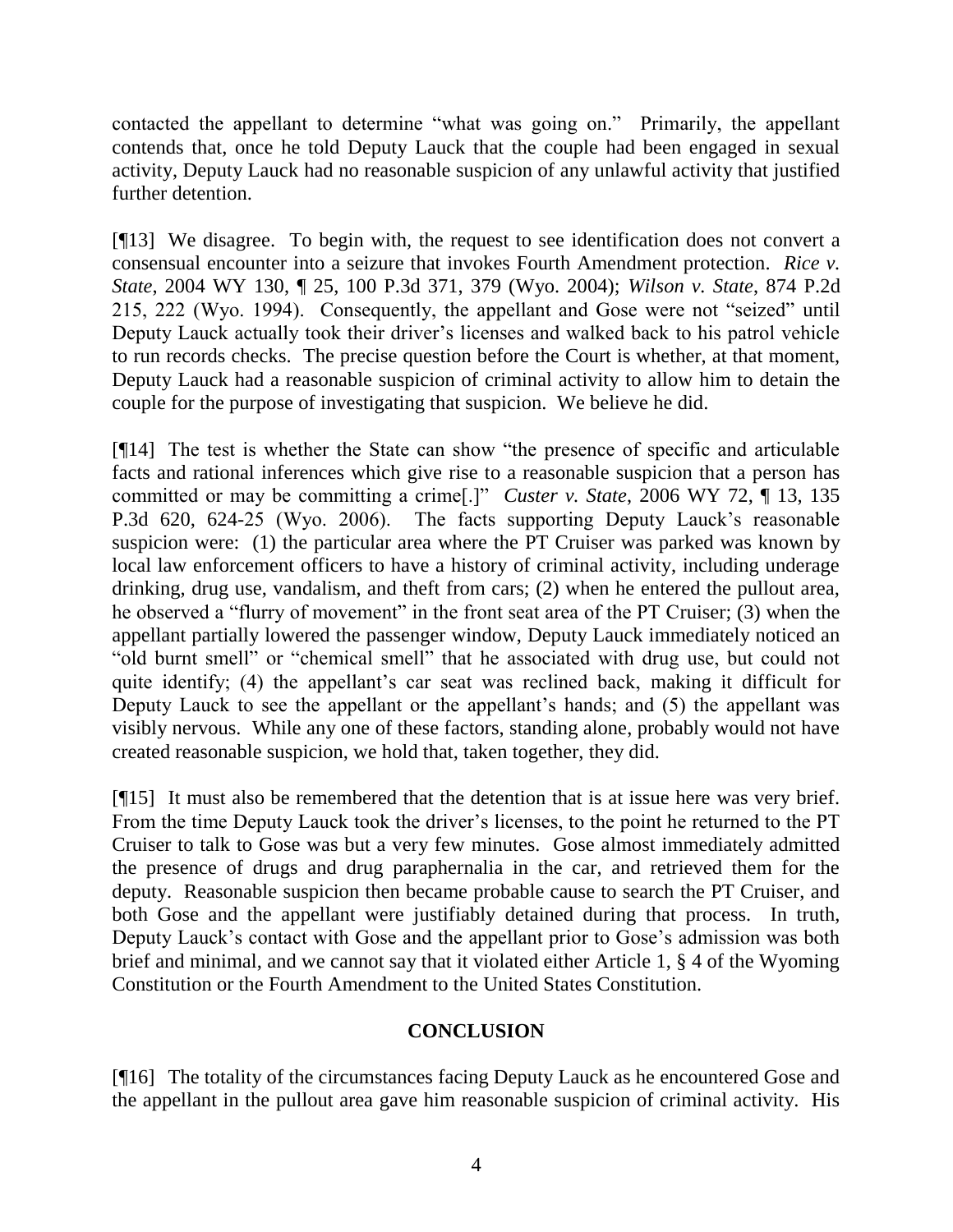contacted the appellant to determine "what was going on." Primarily, the appellant contends that, once he told Deputy Lauck that the couple had been engaged in sexual activity, Deputy Lauck had no reasonable suspicion of any unlawful activity that justified further detention.

[¶13] We disagree. To begin with, the request to see identification does not convert a consensual encounter into a seizure that invokes Fourth Amendment protection. *Rice v. State*, 2004 WY 130, ¶ 25, 100 P.3d 371, 379 (Wyo. 2004); *Wilson v. State*, 874 P.2d 215, 222 (Wyo. 1994). Consequently, the appellant and Gose were not "seized" until Deputy Lauck actually took their driver's licenses and walked back to his patrol vehicle to run records checks. The precise question before the Court is whether, at that moment, Deputy Lauck had a reasonable suspicion of criminal activity to allow him to detain the couple for the purpose of investigating that suspicion. We believe he did.

[¶14] The test is whether the State can show "the presence of specific and articulable facts and rational inferences which give rise to a reasonable suspicion that a person has committed or may be committing a crime[.]" *Custer v. State*, 2006 WY 72, ¶ 13, 135 P.3d 620, 624-25 (Wyo. 2006). The facts supporting Deputy Lauck's reasonable suspicion were: (1) the particular area where the PT Cruiser was parked was known by local law enforcement officers to have a history of criminal activity, including underage drinking, drug use, vandalism, and theft from cars; (2) when he entered the pullout area, he observed a "flurry of movement" in the front seat area of the PT Cruiser; (3) when the appellant partially lowered the passenger window, Deputy Lauck immediately noticed an "old burnt smell" or "chemical smell" that he associated with drug use, but could not quite identify; (4) the appellant's car seat was reclined back, making it difficult for Deputy Lauck to see the appellant or the appellant's hands; and (5) the appellant was visibly nervous. While any one of these factors, standing alone, probably would not have created reasonable suspicion, we hold that, taken together, they did.

[¶15] It must also be remembered that the detention that is at issue here was very brief. From the time Deputy Lauck took the driver's licenses, to the point he returned to the PT Cruiser to talk to Gose was but a very few minutes. Gose almost immediately admitted the presence of drugs and drug paraphernalia in the car, and retrieved them for the deputy. Reasonable suspicion then became probable cause to search the PT Cruiser, and both Gose and the appellant were justifiably detained during that process. In truth, Deputy Lauck's contact with Gose and the appellant prior to Gose's admission was both brief and minimal, and we cannot say that it violated either Article 1, § 4 of the Wyoming Constitution or the Fourth Amendment to the United States Constitution.

## CONCLUSION

[¶16] The totality of the circumstances facing Deputy Lauck as he encountered Gose and the appellant in the pullout area gave him reasonable suspicion of criminal activity. His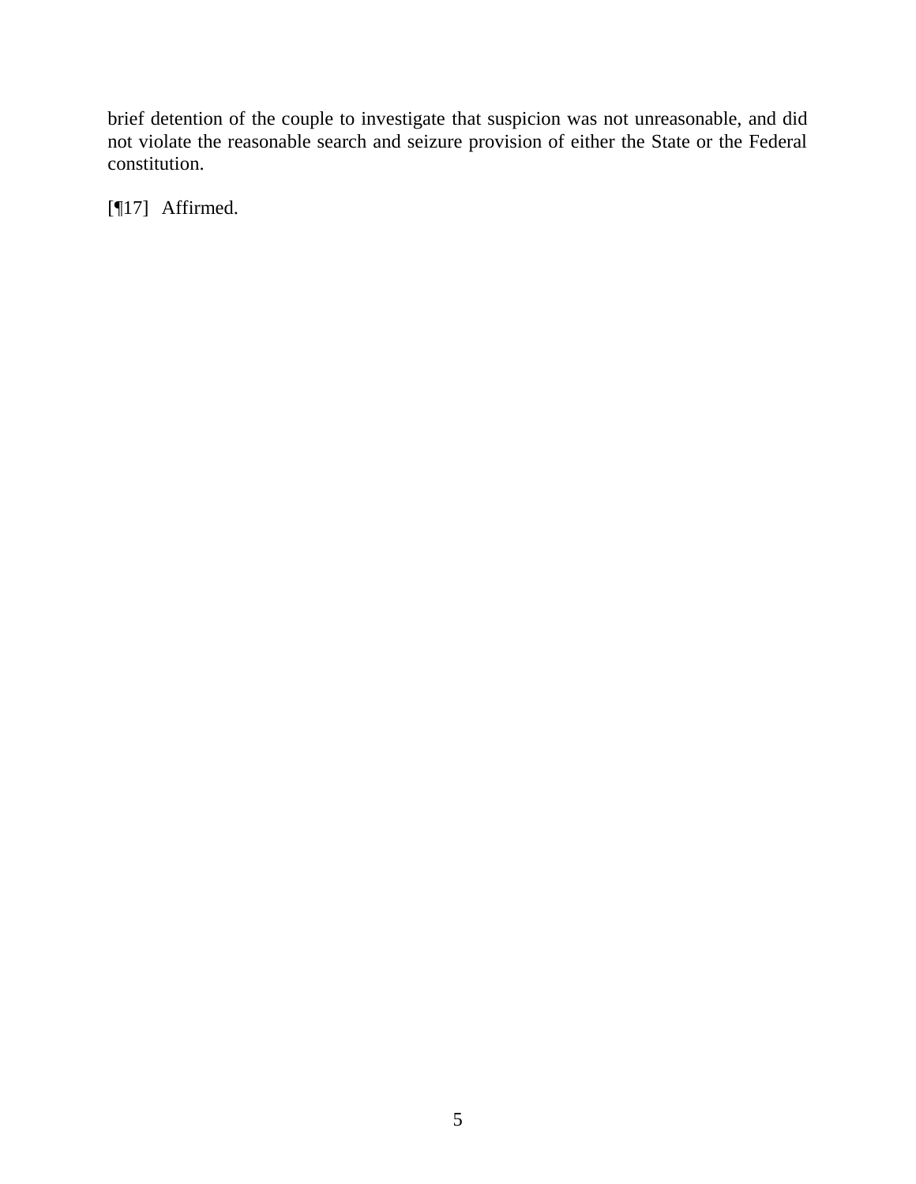brief detention of the couple to investigate that suspicion was not unreasonable, and did not violate the reasonable search and seizure provision of either the State or the Federal constitution.

[¶17] Affirmed.